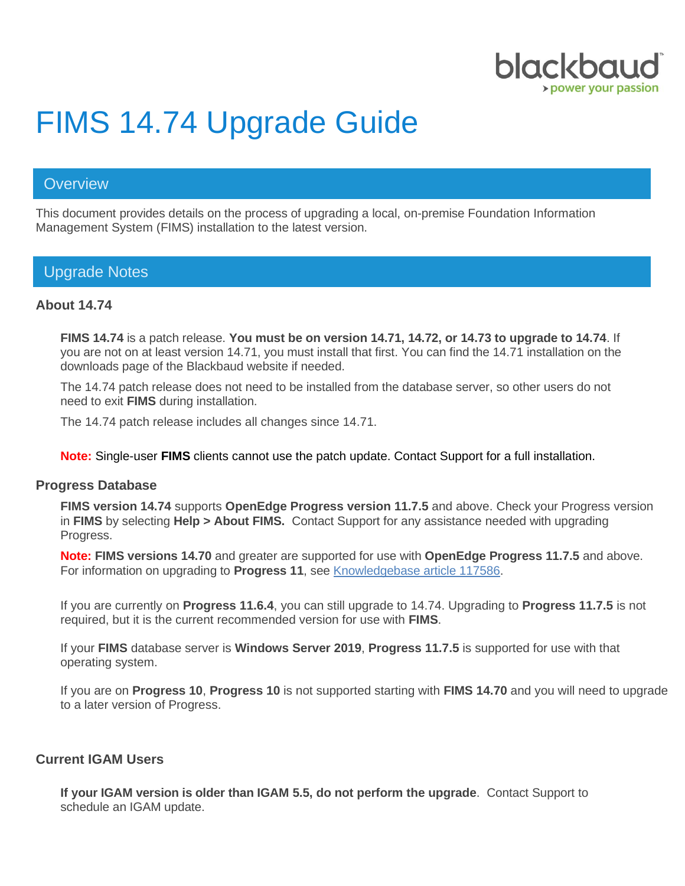# FIMS 14.74 Upgrade Guide

## Overview

This document provides details on the process of upgrading a local, on-premise Foundation Information Management System (FIMS) installation to the latest version.

## Upgrade Notes

### About 14.74

**FIMS 14.74** is a patch release. **You must be on version 14.71, 14.72, or 14.73 to upgrade to 14.74**. If you are not on at least version 14.71, you must install that first. You can find the 14.71 installation on the downloads page of the Blackbaud website if needed.

The 14.74 patch release does not need to be installed from the database server, so other users do not need to exit **FIMS** during installation.

The 14.74 patch release includes all changes since 14.71.

**Note:** Single-user **FIMS** clients cannot use the patch update. Contact Support for a full installation.

### Progress Database

**FIMS version 14.74** supports **OpenEdge Progress version 11.7.5** and above. Check your Progress version in **FIMS** by selecting **Help > About FIMS.** Contact Support for any assistance needed with upgrading Progress.

**Note: FIMS versions 14.70** and greater are supported for use with **OpenEdge Progress 11.7.5** and above. For information on upgrading to **Progress 11**, see Knowledgebase article 117586.

If you are currently on **Progress 11.6.4**, you can still upgrade to 14.74. Upgrading to **Progress 11.7.5** is not required, but it is the current recommended version for use with **FIMS**.

If your **FIMS** database server is **Windows Server 2019**, **Progress 11.7.5** is supported for use with that operating system.

If you are on **Progress 10**, **Progress 10** is not supported starting with **FIMS 14.70** and you will need to upgrade to a later version of Progress.

### Current IGAM Users

**If your IGAM version is older than IGAM 5.5, do not perform the upgrade**. Contact Support to schedule an IGAM update.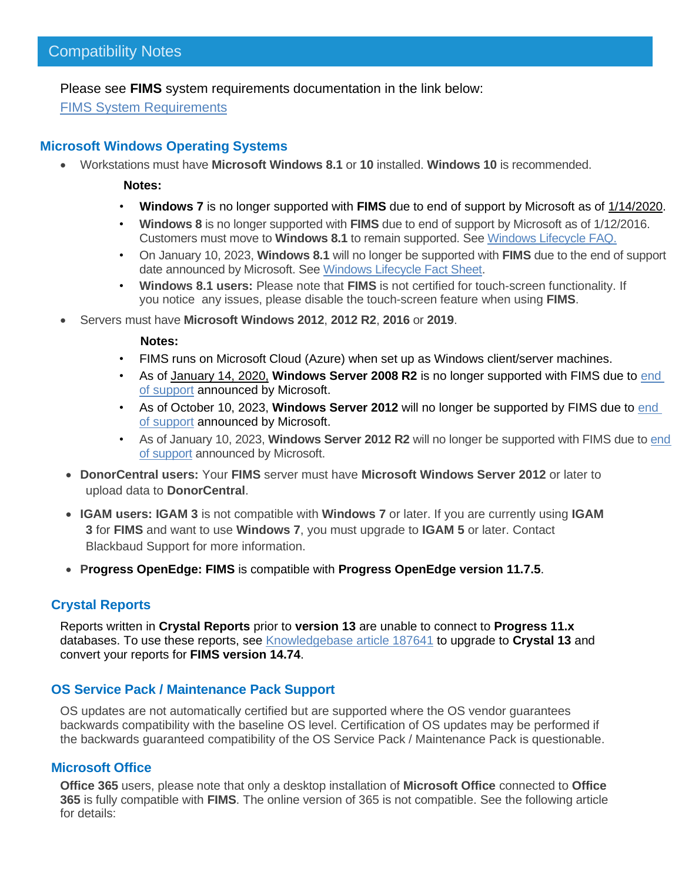## Compatibility Notes

Please see **FIMS** system requirements documentation in the link below:

[FIMS System Requirements]

### Microsoft Windows Operating Systems

- Workstations must have **Microsoft Windows 8.1** or **10** installed. **Windows 10** is recommended.

  **Notes:**

  - **Windows 7** is no longer supported with **FIMS** due to end of support by Microsoft as of 1/14/2020.
  - **Windows 8** is no longer supported with **FIMS** due to end of support by Microsoft as of 1/12/2016. Customers must move to **Windows 8.1** to remain supported. See Windows Lifecycle FAQ.
  - On January 10, 2023, **Windows 8.1** will no longer be supported with **FIMS** due to the end of support date announced by Microsoft. See Windows Lifecycle Fact Sheet.
  - **Windows 8.1 users:** Please note that **FIMS** is not certified for touch-screen functionality. If you notice any issues, please disable the touch-screen feature when using **FIMS**.

- Servers must have **Microsoft Windows 2012**, **2012 R2**, **2016** or **2019**.

  **Notes:**

  - FIMS runs on Microsoft Cloud (Azure) when set up as Windows client/server machines.
  - As of January 14, 2020, **Windows Server 2008 R2** is no longer supported with FIMS due to end of support announced by Microsoft.
  - As of October 10, 2023, **Windows Server 2012** will no longer be supported by FIMS due to end of support announced by Microsoft.
  - As of January 10, 2023, **Windows Server 2012 R2** will no longer be supported with FIMS due to end of support announced by Microsoft.

- **DonorCentral users:** Your **FIMS** server must have **Microsoft Windows Server 2012** or later to upload data to **DonorCentral**.
- **IGAM users: IGAM 3** is not compatible with **Windows 7** or later. If you are currently using **IGAM 3** for **FIMS** and want to use **Windows 7**, you must upgrade to **IGAM 5** or later. Contact Blackbaud Support for more information.
- **Progress OpenEdge: FIMS** is compatible with **Progress OpenEdge version 11.7.5**.

### Crystal Reports

Reports written in **Crystal Reports** prior to **version 13** are unable to connect to **Progress 11.x** databases. To use these reports, see Knowledgebase article 187641 to upgrade to **Crystal 13** and convert your reports for **FIMS version 14.74**.

### OS Service Pack / Maintenance Pack Support

OS updates are not automatically certified but are supported where the OS vendor guarantees backwards compatibility with the baseline OS level. Certification of OS updates may be performed if the backwards guaranteed compatibility of the OS Service Pack / Maintenance Pack is questionable.

### Microsoft Office

**Office 365** users, please note that only a desktop installation of **Microsoft Office** connected to **Office 365** is fully compatible with **FIMS**. The online version of 365 is not compatible. See the following article for details: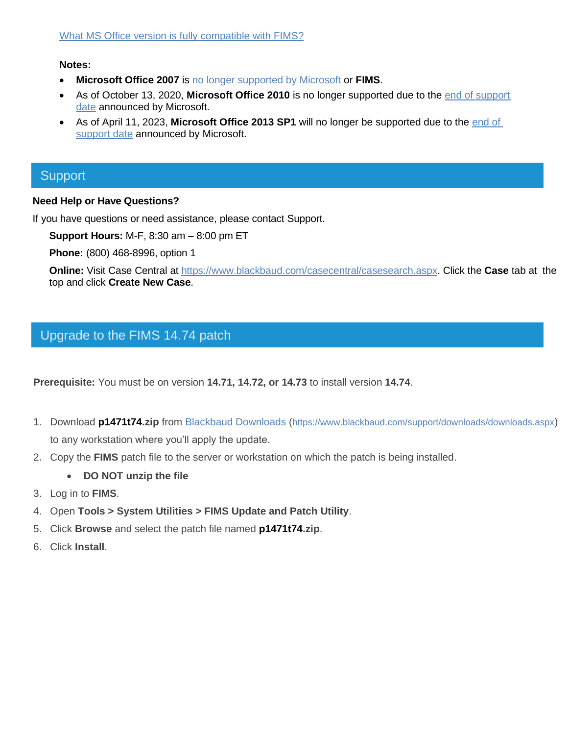[What MS Office version is fully compatible with FIMS?]()

**Notes:**

- **Microsoft Office 2007** is [no longer supported by Microsoft]() or **FIMS**.
- As of October 13, 2020, **Microsoft Office 2010** is no longer supported due to the [end of support date]() announced by Microsoft.
- As of April 11, 2023, **Microsoft Office 2013 SP1** will no longer be supported due to the [end of support date]() announced by Microsoft.

## Support

**Need Help or Have Questions?**

If you have questions or need assistance, please contact Support.

**Support Hours:** M-F, 8:30 am – 8:00 pm ET

**Phone:** (800) 468-8996, option 1

**Online:** Visit Case Central at [https://www.blackbaud.com/casecentral/casesearch.aspx](https://www.blackbaud.com/casecentral/casesearch.aspx). Click the **Case** tab at the top and click **Create New Case**.

## Upgrade to the FIMS 14.74 patch

**Prerequisite:** You must be on version **14.71, 14.72, or 14.73** to install version **14.74**.

1. Download **p1471t74.zip** from [Blackbaud Downloads](https://www.blackbaud.com/support/downloads/downloads.aspx) ([https://www.blackbaud.com/support/downloads/downloads.aspx](https://www.blackbaud.com/support/downloads/downloads.aspx)) to any workstation where you'll apply the update.
2. Copy the **FIMS** patch file to the server or workstation on which the patch is being installed.
   - **DO NOT unzip the file**
3. Log in to **FIMS**.
4. Open **Tools > System Utilities > FIMS Update and Patch Utility**.
5. Click **Browse** and select the patch file named **p1471t74.zip**.
6. Click **Install**.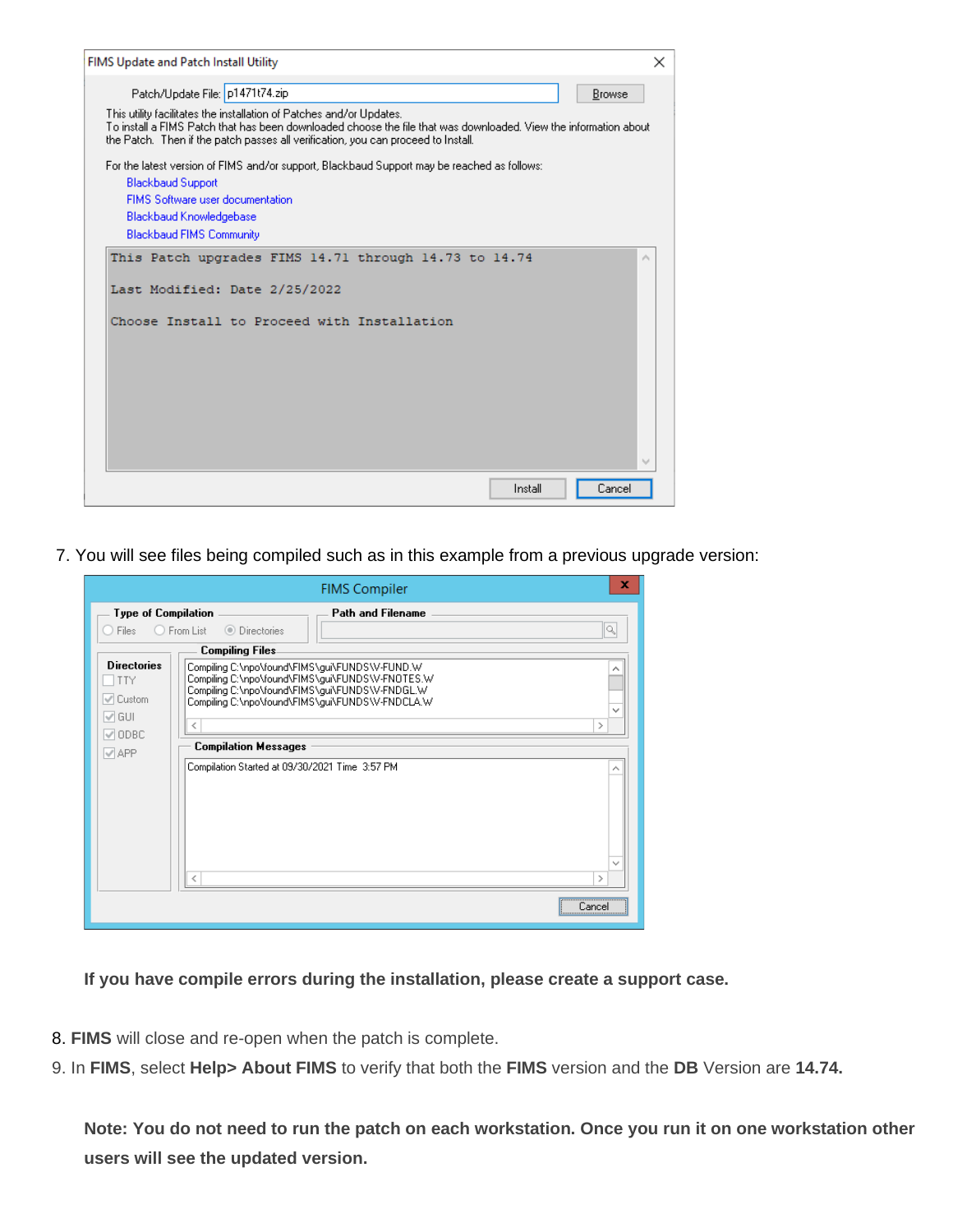FIMS Update and Patch Install Utility

Patch/Update File: p1471t74.zip

Browse

This utility facilitates the installation of Patches and/or Updates.
To install a FIMS Patch that has been downloaded choose the file that was downloaded. View the information about the Patch. Then if the patch passes all verification, you can proceed to Install.

For the latest version of FIMS and/or support, Blackbaud Support may be reached as follows:

Blackbaud Support
FIMS Software user documentation
Blackbaud Knowledgebase
Blackbaud FIMS Community

```
This Patch upgrades FIMS 14.71 through 14.73 to 14.74

Last Modified: Date 2/25/2022

Choose Install to Proceed with Installation
```

Install Cancel

7. You will see files being compiled such as in this example from a previous upgrade version:

FIMS Compiler

Type of Compilation: Files, From List, Directories

Path and Filename

Compiling Files

Directories: TTY, Custom, GUI, ODBC, APP

```
Compiling C:\npo\found\FIMS\gui\FUNDS\V-FUND.W
Compiling C:\npo\found\FIMS\gui\FUNDS\V-FNOTES.W
Compiling C:\npo\found\FIMS\gui\FUNDS\V-FNDGL.W
Compiling C:\npo\found\FIMS\gui\FUNDS\V-FNDCLA.W
```

Compilation Messages

```
Compilation Started at 09/30/2021 Time 3:57 PM
```

Cancel

**If you have compile errors during the installation, please create a support case.**

8. **FIMS** will close and re-open when the patch is complete.
9. In **FIMS**, select **Help> About FIMS** to verify that both the **FIMS** version and the **DB** Version are **14.74.**

**Note: You do not need to run the patch on each workstation. Once you run it on one workstation other users will see the updated version.**